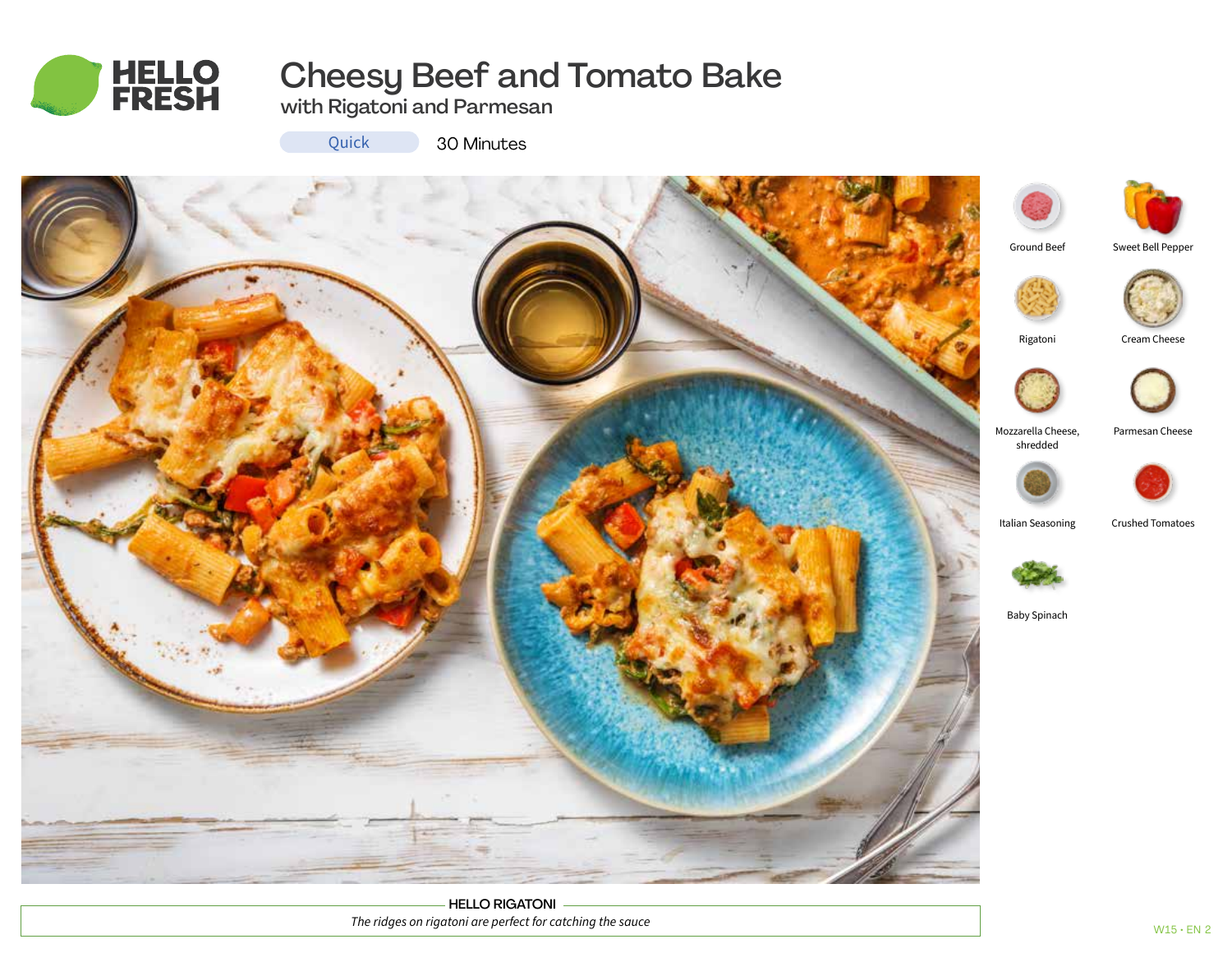# Cheesy Beef and Tomato Bake

## with Rigatoni and Parmesan

Quick 30 Minutes

- Ground Beef
- Sweet Bell Pepper
- Rigatoni
- Cream Cheese
- Mozzarella Cheese, shredded
- Parmesan Cheese
- Italian Seasoning
- Crushed Tomatoes
- Baby Spinach

**HELLO RIGATONI**

*The ridges on rigatoni are perfect for catching the sauce*

W15 • EN 2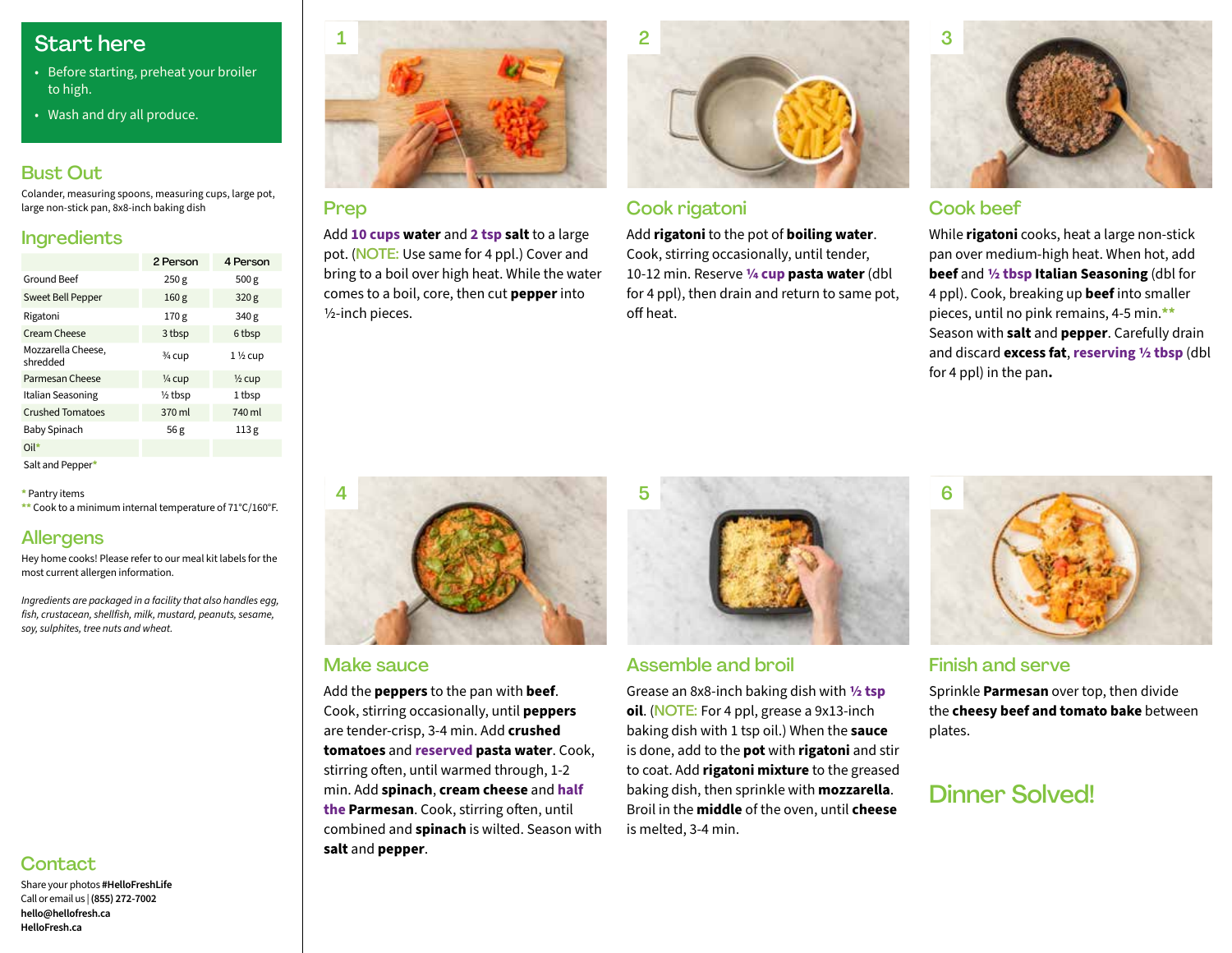## Start here

- Before starting, preheat your broiler to high.
- Wash and dry all produce.

## Bust Out

Colander, measuring spoons, measuring cups, large pot, large non-stick pan, 8x8-inch baking dish

## Ingredients

| | 2 Person | 4 Person |
|---|---|---|
| Ground Beef | 250 g | 500 g |
| Sweet Bell Pepper | 160 g | 320 g |
| Rigatoni | 170 g | 340 g |
| Cream Cheese | 3 tbsp | 6 tbsp |
| Mozzarella Cheese, shredded | ¾ cup | 1 ½ cup |
| Parmesan Cheese | ¼ cup | ½ cup |
| Italian Seasoning | ½ tbsp | 1 tbsp |
| Crushed Tomatoes | 370 ml | 740 ml |
| Baby Spinach | 56 g | 113 g |
| Oil* | | |
| Salt and Pepper* | | |

\* Pantry items
\*\* Cook to a minimum internal temperature of 71°C/160°F.

## Allergens

Hey home cooks! Please refer to our meal kit labels for the most current allergen information.

*Ingredients are packaged in a facility that also handles egg, fish, crustacean, shellfish, milk, mustard, peanuts, sesame, soy, sulphites, tree nuts and wheat.*

## Contact

Share your photos **#HelloFreshLife**
Call or email us | **(855) 272-7002**
**hello@hellofresh.ca**
**HelloFresh.ca**

### 1 Prep

Add **10 cups water** and **2 tsp salt** to a large pot. (NOTE: Use same for 4 ppl.) Cover and bring to a boil over high heat. While the water comes to a boil, core, then cut **pepper** into ½-inch pieces.

### 2 Cook rigatoni

Add **rigatoni** to the pot of **boiling water**. Cook, stirring occasionally, until tender, 10-12 min. Reserve **¼ cup pasta water** (dbl for 4 ppl), then drain and return to same pot, off heat.

### 3 Cook beef

While **rigatoni** cooks, heat a large non-stick pan over medium-high heat. When hot, add **beef** and **½ tbsp Italian Seasoning** (dbl for 4 ppl). Cook, breaking up **beef** into smaller pieces, until no pink remains, 4-5 min.\*\* Season with **salt** and **pepper**. Carefully drain and discard **excess fat**, **reserving ½ tbsp** (dbl for 4 ppl) in the pan**.**

### 4 Make sauce

Add the **peppers** to the pan with **beef**. Cook, stirring occasionally, until **peppers** are tender-crisp, 3-4 min. Add **crushed tomatoes** and **reserved pasta water**. Cook, stirring often, until warmed through, 1-2 min. Add **spinach**, **cream cheese** and **half the Parmesan**. Cook, stirring often, until combined and **spinach** is wilted. Season with **salt** and **pepper**.

### 5 Assemble and broil

Grease an 8x8-inch baking dish with **½ tsp oil**. (NOTE: For 4 ppl, grease a 9x13-inch baking dish with 1 tsp oil.) When the **sauce** is done, add to the **pot** with **rigatoni** and stir to coat. Add **rigatoni mixture** to the greased baking dish, then sprinkle with **mozzarella**. Broil in the **middle** of the oven, until **cheese** is melted, 3-4 min.

### 6 Finish and serve

Sprinkle **Parmesan** over top, then divide the **cheesy beef and tomato bake** between plates.

## Dinner Solved!